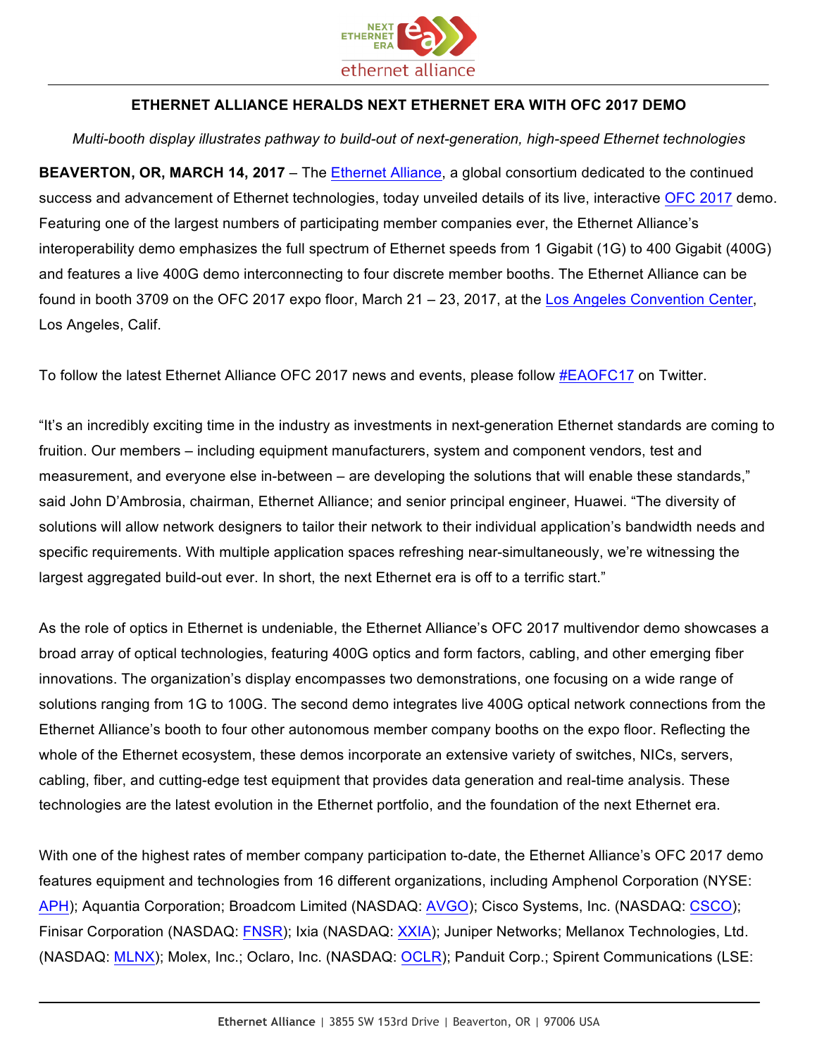# ETHERNET ALLIANCE HERALDS NEXT ETHERNET ERA WITH OFC 2017 DEMO

*Multi-booth display illustrates pathway to build-out of next-generation, high-speed Ethernet technologies*

**BEAVERTON, OR, MARCH 14, 2017** – The Ethernet Alliance, a global consortium dedicated to the continued success and advancement of Ethernet technologies, today unveiled details of its live, interactive OFC 2017 demo. Featuring one of the largest numbers of participating member companies ever, the Ethernet Alliance's interoperability demo emphasizes the full spectrum of Ethernet speeds from 1 Gigabit (1G) to 400 Gigabit (400G) and features a live 400G demo interconnecting to four discrete member booths. The Ethernet Alliance can be found in booth 3709 on the OFC 2017 expo floor, March 21 – 23, 2017, at the Los Angeles Convention Center, Los Angeles, Calif.

To follow the latest Ethernet Alliance OFC 2017 news and events, please follow #EAOFC17 on Twitter.

"It's an incredibly exciting time in the industry as investments in next-generation Ethernet standards are coming to fruition. Our members – including equipment manufacturers, system and component vendors, test and measurement, and everyone else in-between – are developing the solutions that will enable these standards," said John D'Ambrosia, chairman, Ethernet Alliance; and senior principal engineer, Huawei. "The diversity of solutions will allow network designers to tailor their network to their individual application's bandwidth needs and specific requirements. With multiple application spaces refreshing near-simultaneously, we're witnessing the largest aggregated build-out ever. In short, the next Ethernet era is off to a terrific start."

As the role of optics in Ethernet is undeniable, the Ethernet Alliance's OFC 2017 multivendor demo showcases a broad array of optical technologies, featuring 400G optics and form factors, cabling, and other emerging fiber innovations. The organization's display encompasses two demonstrations, one focusing on a wide range of solutions ranging from 1G to 100G. The second demo integrates live 400G optical network connections from the Ethernet Alliance's booth to four other autonomous member company booths on the expo floor. Reflecting the whole of the Ethernet ecosystem, these demos incorporate an extensive variety of switches, NICs, servers, cabling, fiber, and cutting-edge test equipment that provides data generation and real-time analysis. These technologies are the latest evolution in the Ethernet portfolio, and the foundation of the next Ethernet era.

With one of the highest rates of member company participation to-date, the Ethernet Alliance's OFC 2017 demo features equipment and technologies from 16 different organizations, including Amphenol Corporation (NYSE: APH); Aquantia Corporation; Broadcom Limited (NASDAQ: AVGO); Cisco Systems, Inc. (NASDAQ: CSCO); Finisar Corporation (NASDAQ: FNSR); Ixia (NASDAQ: XXIA); Juniper Networks; Mellanox Technologies, Ltd. (NASDAQ: MLNX); Molex, Inc.; Oclaro, Inc. (NASDAQ: OCLR); Panduit Corp.; Spirent Communications (LSE: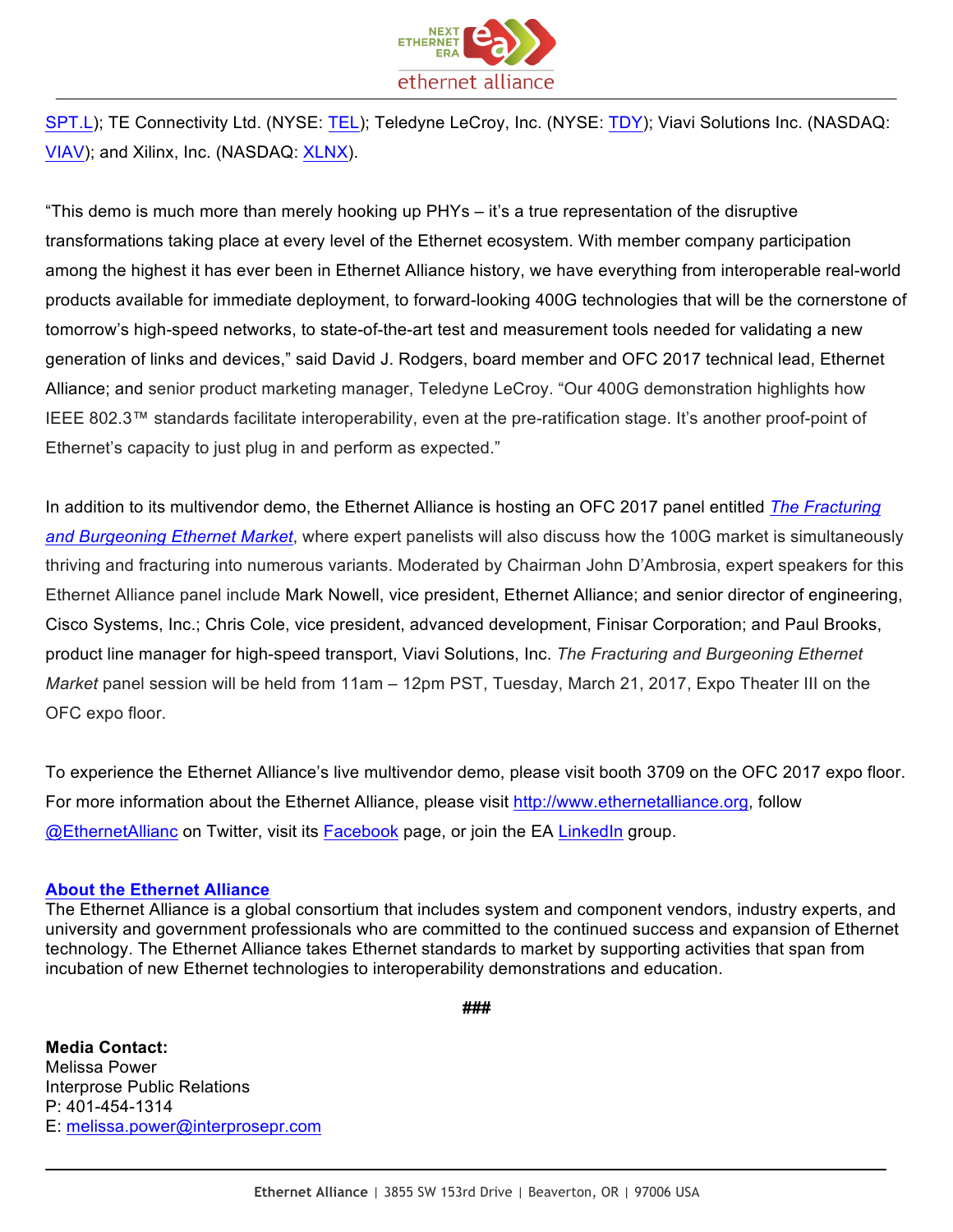SPT.L); TE Connectivity Ltd. (NYSE: TEL); Teledyne LeCroy, Inc. (NYSE: TDY); Viavi Solutions Inc. (NASDAQ: VIAV); and Xilinx, Inc. (NASDAQ: XLNX).

"This demo is much more than merely hooking up PHYs – it's a true representation of the disruptive transformations taking place at every level of the Ethernet ecosystem. With member company participation among the highest it has ever been in Ethernet Alliance history, we have everything from interoperable real-world products available for immediate deployment, to forward-looking 400G technologies that will be the cornerstone of tomorrow's high-speed networks, to state-of-the-art test and measurement tools needed for validating a new generation of links and devices," said David J. Rodgers, board member and OFC 2017 technical lead, Ethernet Alliance; and senior product marketing manager, Teledyne LeCroy. "Our 400G demonstration highlights how IEEE 802.3™ standards facilitate interoperability, even at the pre-ratification stage. It's another proof-point of Ethernet's capacity to just plug in and perform as expected."

In addition to its multivendor demo, the Ethernet Alliance is hosting an OFC 2017 panel entitled *The Fracturing and Burgeoning Ethernet Market*, where expert panelists will also discuss how the 100G market is simultaneously thriving and fracturing into numerous variants. Moderated by Chairman John D'Ambrosia, expert speakers for this Ethernet Alliance panel include Mark Nowell, vice president, Ethernet Alliance; and senior director of engineering, Cisco Systems, Inc.; Chris Cole, vice president, advanced development, Finisar Corporation; and Paul Brooks, product line manager for high-speed transport, Viavi Solutions, Inc. *The Fracturing and Burgeoning Ethernet Market* panel session will be held from 11am – 12pm PST, Tuesday, March 21, 2017, Expo Theater III on the OFC expo floor.

To experience the Ethernet Alliance's live multivendor demo, please visit booth 3709 on the OFC 2017 expo floor. For more information about the Ethernet Alliance, please visit http://www.ethernetalliance.org, follow @EthernetAllianc on Twitter, visit its Facebook page, or join the EA LinkedIn group.

**About the Ethernet Alliance**

The Ethernet Alliance is a global consortium that includes system and component vendors, industry experts, and university and government professionals who are committed to the continued success and expansion of Ethernet technology. The Ethernet Alliance takes Ethernet standards to market by supporting activities that span from incubation of new Ethernet technologies to interoperability demonstrations and education.

**###**

**Media Contact:**
Melissa Power
Interprose Public Relations
P: 401-454-1314
E: melissa.power@interprosepr.com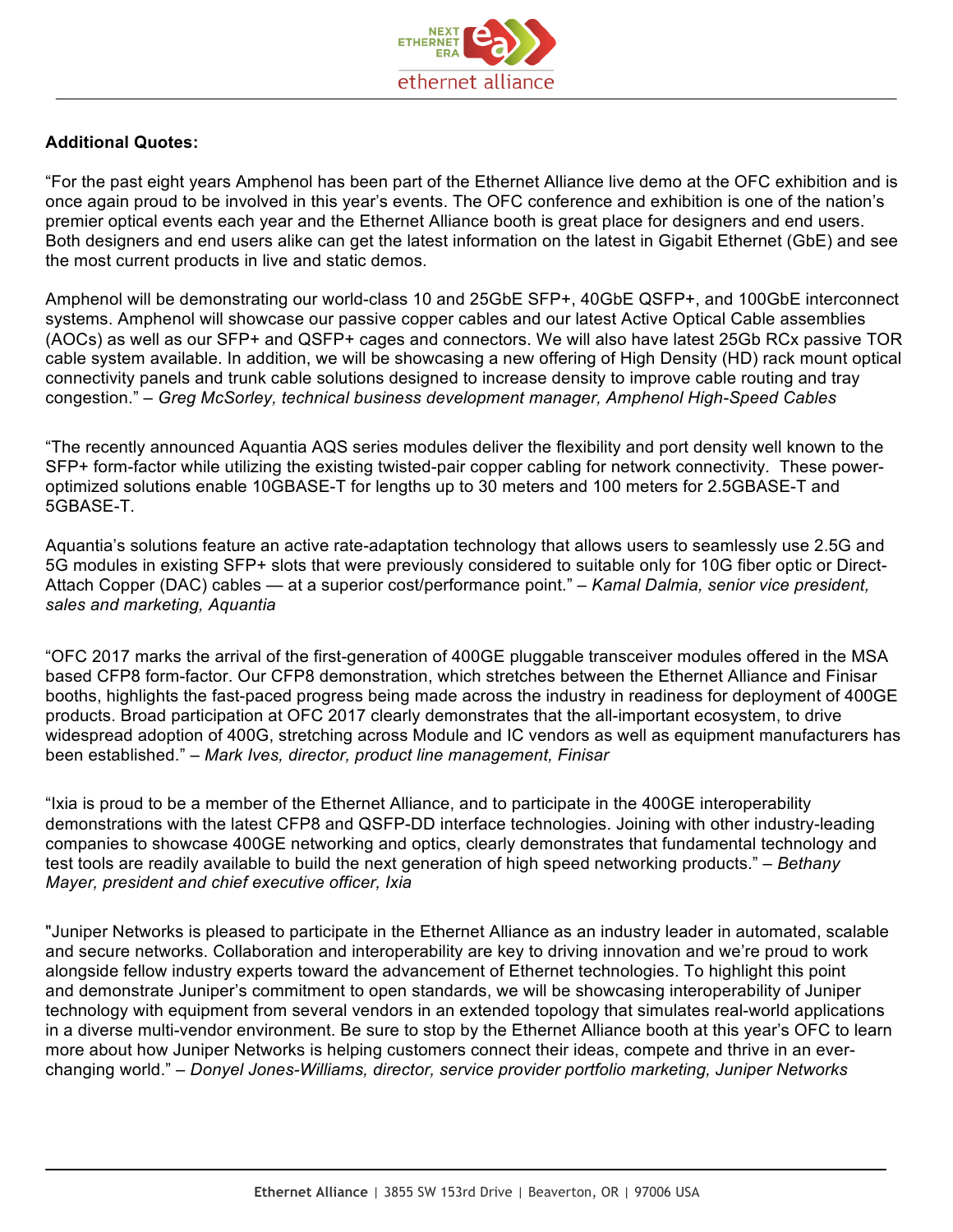**Additional Quotes:**

"For the past eight years Amphenol has been part of the Ethernet Alliance live demo at the OFC exhibition and is once again proud to be involved in this year's events. The OFC conference and exhibition is one of the nation's premier optical events each year and the Ethernet Alliance booth is great place for designers and end users. Both designers and end users alike can get the latest information on the latest in Gigabit Ethernet (GbE) and see the most current products in live and static demos.

Amphenol will be demonstrating our world-class 10 and 25GbE SFP+, 40GbE QSFP+, and 100GbE interconnect systems. Amphenol will showcase our passive copper cables and our latest Active Optical Cable assemblies (AOCs) as well as our SFP+ and QSFP+ cages and connectors. We will also have latest 25Gb RCx passive TOR cable system available. In addition, we will be showcasing a new offering of High Density (HD) rack mount optical connectivity panels and trunk cable solutions designed to increase density to improve cable routing and tray congestion." – *Greg McSorley, technical business development manager, Amphenol High-Speed Cables*

"The recently announced Aquantia AQS series modules deliver the flexibility and port density well known to the SFP+ form-factor while utilizing the existing twisted-pair copper cabling for network connectivity. These power-optimized solutions enable 10GBASE-T for lengths up to 30 meters and 100 meters for 2.5GBASE-T and 5GBASE-T.

Aquantia's solutions feature an active rate-adaptation technology that allows users to seamlessly use 2.5G and 5G modules in existing SFP+ slots that were previously considered to suitable only for 10G fiber optic or Direct-Attach Copper (DAC) cables — at a superior cost/performance point." – *Kamal Dalmia, senior vice president, sales and marketing, Aquantia*

"OFC 2017 marks the arrival of the first-generation of 400GE pluggable transceiver modules offered in the MSA based CFP8 form-factor. Our CFP8 demonstration, which stretches between the Ethernet Alliance and Finisar booths, highlights the fast-paced progress being made across the industry in readiness for deployment of 400GE products. Broad participation at OFC 2017 clearly demonstrates that the all-important ecosystem, to drive widespread adoption of 400G, stretching across Module and IC vendors as well as equipment manufacturers has been established." – *Mark Ives, director, product line management, Finisar*

"Ixia is proud to be a member of the Ethernet Alliance, and to participate in the 400GE interoperability demonstrations with the latest CFP8 and QSFP-DD interface technologies. Joining with other industry-leading companies to showcase 400GE networking and optics, clearly demonstrates that fundamental technology and test tools are readily available to build the next generation of high speed networking products." – *Bethany Mayer, president and chief executive officer, Ixia*

"Juniper Networks is pleased to participate in the Ethernet Alliance as an industry leader in automated, scalable and secure networks. Collaboration and interoperability are key to driving innovation and we're proud to work alongside fellow industry experts toward the advancement of Ethernet technologies. To highlight this point and demonstrate Juniper's commitment to open standards, we will be showcasing interoperability of Juniper technology with equipment from several vendors in an extended topology that simulates real-world applications in a diverse multi-vendor environment. Be sure to stop by the Ethernet Alliance booth at this year's OFC to learn more about how Juniper Networks is helping customers connect their ideas, compete and thrive in an ever-changing world." – *Donyel Jones-Williams, director, service provider portfolio marketing, Juniper Networks*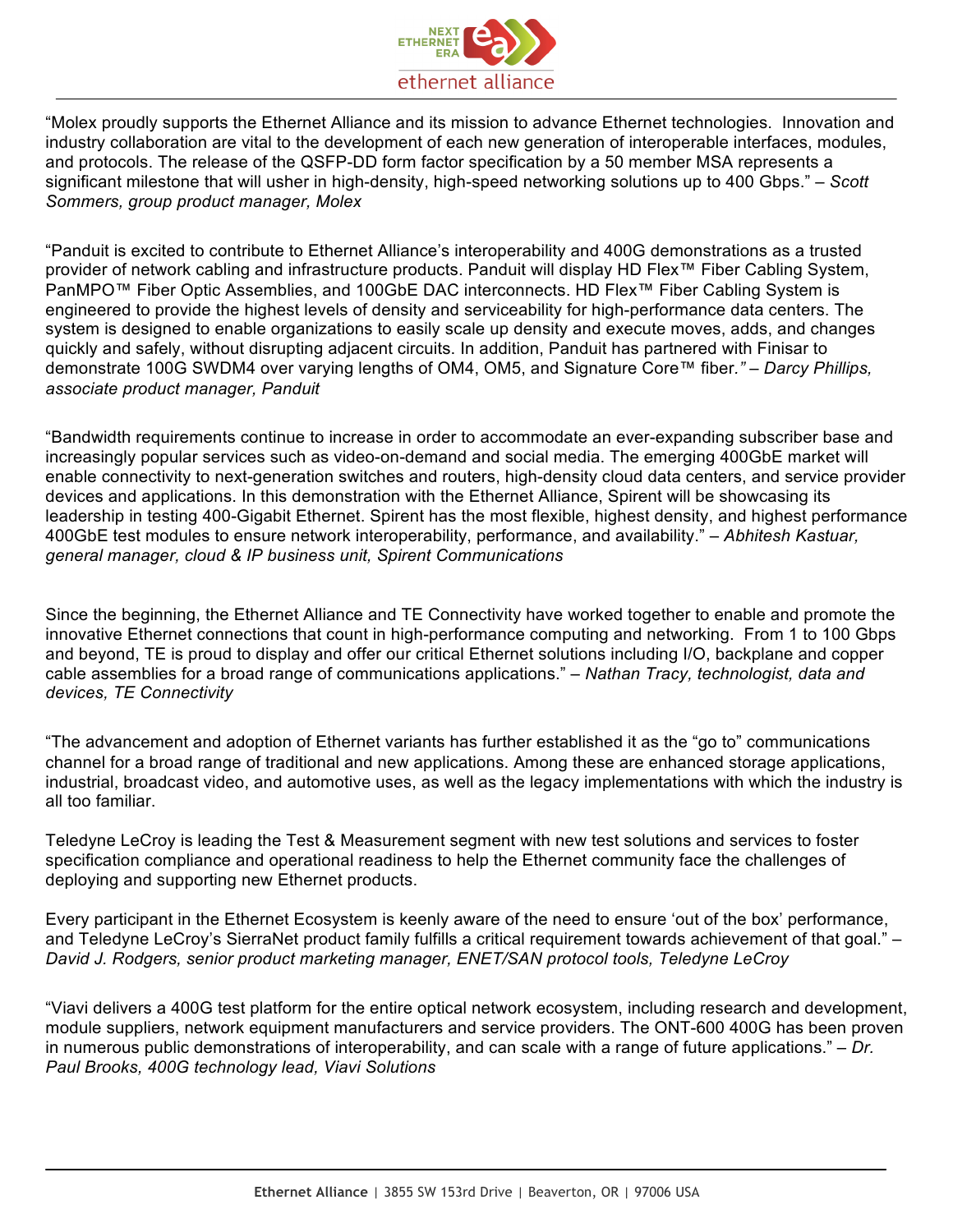“Molex proudly supports the Ethernet Alliance and its mission to advance Ethernet technologies. Innovation and industry collaboration are vital to the development of each new generation of interoperable interfaces, modules, and protocols. The release of the QSFP-DD form factor specification by a 50 member MSA represents a significant milestone that will usher in high-density, high-speed networking solutions up to 400 Gbps.” – *Scott Sommers, group product manager, Molex*

“Panduit is excited to contribute to Ethernet Alliance’s interoperability and 400G demonstrations as a trusted provider of network cabling and infrastructure products. Panduit will display HD Flex™ Fiber Cabling System, PanMPO™ Fiber Optic Assemblies, and 100GbE DAC interconnects. HD Flex™ Fiber Cabling System is engineered to provide the highest levels of density and serviceability for high-performance data centers. The system is designed to enable organizations to easily scale up density and execute moves, adds, and changes quickly and safely, without disrupting adjacent circuits. In addition, Panduit has partnered with Finisar to demonstrate 100G SWDM4 over varying lengths of OM4, OM5, and Signature Core™ fiber.” – *Darcy Phillips, associate product manager, Panduit*

“Bandwidth requirements continue to increase in order to accommodate an ever-expanding subscriber base and increasingly popular services such as video-on-demand and social media. The emerging 400GbE market will enable connectivity to next-generation switches and routers, high-density cloud data centers, and service provider devices and applications. In this demonstration with the Ethernet Alliance, Spirent will be showcasing its leadership in testing 400-Gigabit Ethernet. Spirent has the most flexible, highest density, and highest performance 400GbE test modules to ensure network interoperability, performance, and availability.” – *Abhitesh Kastuar, general manager, cloud & IP business unit, Spirent Communications*

Since the beginning, the Ethernet Alliance and TE Connectivity have worked together to enable and promote the innovative Ethernet connections that count in high-performance computing and networking. From 1 to 100 Gbps and beyond, TE is proud to display and offer our critical Ethernet solutions including I/O, backplane and copper cable assemblies for a broad range of communications applications.” – *Nathan Tracy, technologist, data and devices, TE Connectivity*

“The advancement and adoption of Ethernet variants has further established it as the “go to” communications channel for a broad range of traditional and new applications. Among these are enhanced storage applications, industrial, broadcast video, and automotive uses, as well as the legacy implementations with which the industry is all too familiar.

Teledyne LeCroy is leading the Test & Measurement segment with new test solutions and services to foster specification compliance and operational readiness to help the Ethernet community face the challenges of deploying and supporting new Ethernet products.

Every participant in the Ethernet Ecosystem is keenly aware of the need to ensure ‘out of the box’ performance, and Teledyne LeCroy’s SierraNet product family fulfills a critical requirement towards achievement of that goal.” – *David J. Rodgers, senior product marketing manager, ENET/SAN protocol tools, Teledyne LeCroy*

“Viavi delivers a 400G test platform for the entire optical network ecosystem, including research and development, module suppliers, network equipment manufacturers and service providers. The ONT-600 400G has been proven in numerous public demonstrations of interoperability, and can scale with a range of future applications.” – *Dr. Paul Brooks, 400G technology lead, Viavi Solutions*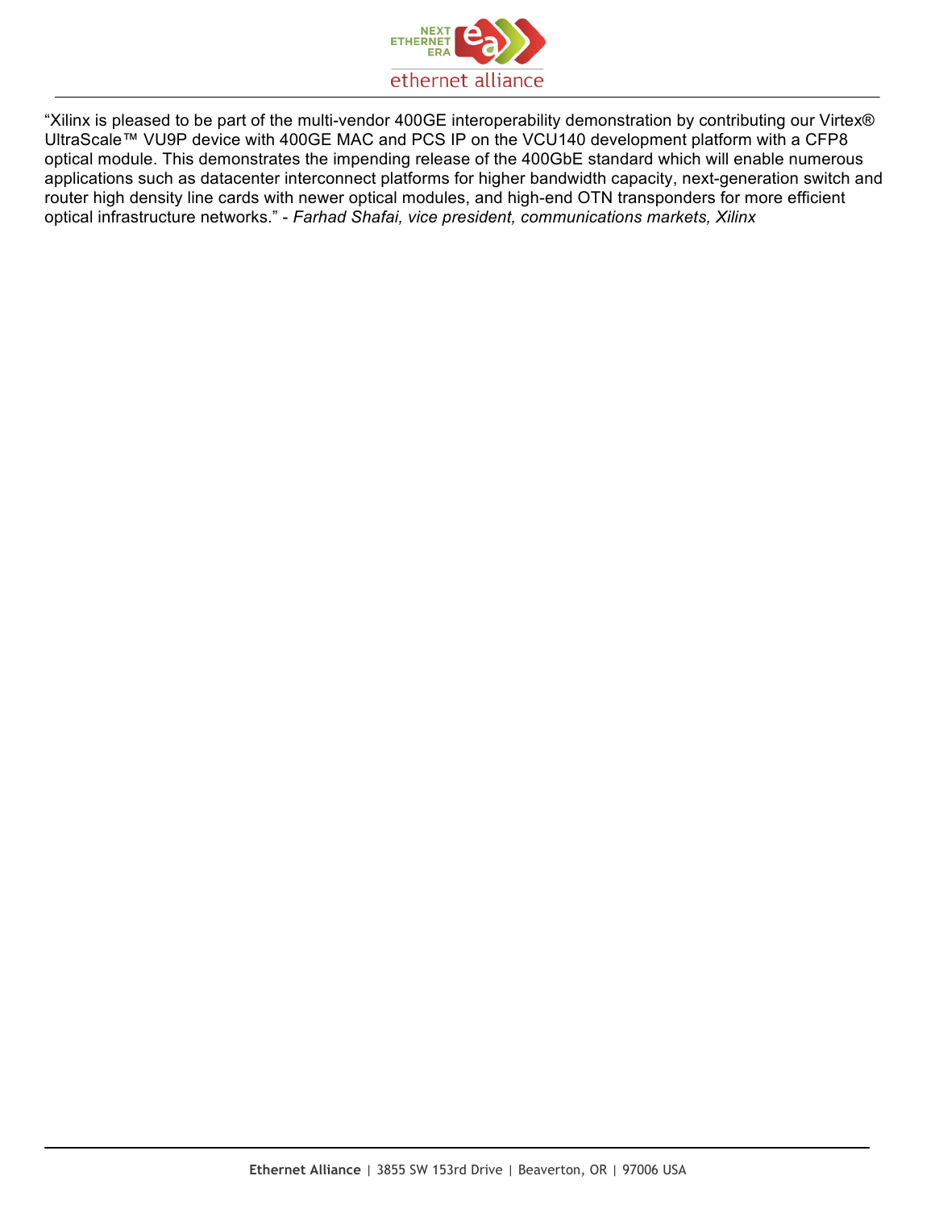"Xilinx is pleased to be part of the multi-vendor 400GE interoperability demonstration by contributing our Virtex® UltraScale™ VU9P device with 400GE MAC and PCS IP on the VCU140 development platform with a CFP8 optical module. This demonstrates the impending release of the 400GbE standard which will enable numerous applications such as datacenter interconnect platforms for higher bandwidth capacity, next-generation switch and router high density line cards with newer optical modules, and high-end OTN transponders for more efficient optical infrastructure networks." - *Farhad Shafai, vice president, communications markets, Xilinx*